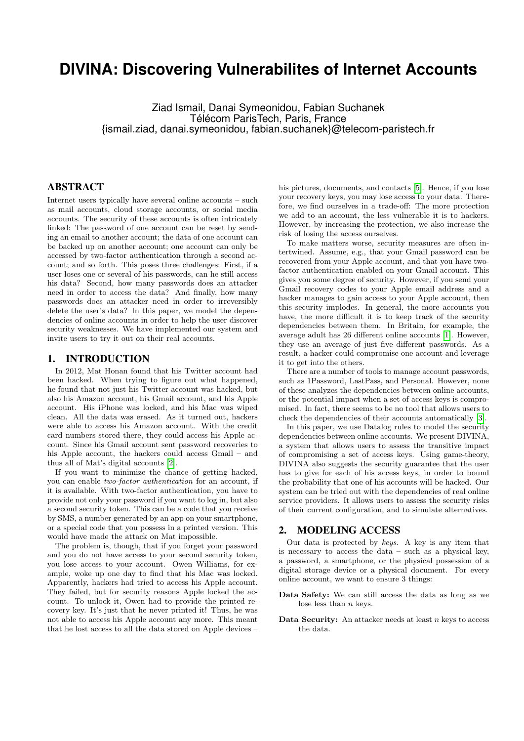# DIVINA: Discovering Vulnerabilites of Internet Accounts

Ziad Ismail, Danai Symeonidou, Fabian Suchanek
Télécom ParisTech, Paris, France
{ismail.ziad, danai.symeonidou, fabian.suchanek}@telecom-paristech.fr

## ABSTRACT

Internet users typically have several online accounts – such as mail accounts, cloud storage accounts, or social media accounts. The security of these accounts is often intricately linked: The password of one account can be reset by sending an email to another account; the data of one account can be backed up on another account; one account can only be accessed by two-factor authentication through a second account; and so forth. This poses three challenges: First, if a user loses one or several of his passwords, can he still access his data? Second, how many passwords does an attacker need in order to access the data? And finally, how many passwords does an attacker need in order to irreversibly delete the user's data? In this paper, we model the dependencies of online accounts in order to help the user discover security weaknesses. We have implemented our system and invite users to try it out on their real accounts.

## 1. INTRODUCTION

In 2012, Mat Honan found that his Twitter account had been hacked. When trying to figure out what happened, he found that not just his Twitter account was hacked, but also his Amazon account, his Gmail account, and his Apple account. His iPhone was locked, and his Mac was wiped clean. All the data was erased. As it turned out, hackers were able to access his Amazon account. With the credit card numbers stored there, they could access his Apple account. Since his Gmail account sent password recoveries to his Apple account, the hackers could access Gmail – and thus all of Mat's digital accounts [2].

If you want to minimize the chance of getting hacked, you can enable *two-factor authentication* for an account, if it is available. With two-factor authentication, you have to provide not only your password if you want to log in, but also a second security token. This can be a code that you receive by SMS, a number generated by an app on your smartphone, or a special code that you possess in a printed version. This would have made the attack on Mat impossible.

The problem is, though, that if you forget your password and you do not have access to your second security token, you lose access to your account. Owen Williams, for example, woke up one day to find that his Mac was locked. Apparently, hackers had tried to access his Apple account. They failed, but for security reasons Apple locked the account. To unlock it, Owen had to provide the printed recovery key. It's just that he never printed it! Thus, he was not able to access his Apple account any more. This meant that he lost access to all the data stored on Apple devices – his pictures, documents, and contacts [5]. Hence, if you lose your recovery keys, you may lose access to your data. Therefore, we find ourselves in a trade-off: The more protection we add to an account, the less vulnerable it is to hackers. However, by increasing the protection, we also increase the risk of losing the access ourselves.

To make matters worse, security measures are often intertwined. Assume, e.g., that your Gmail password can be recovered from your Apple account, and that you have two-factor authentication enabled on your Gmail account. This gives you some degree of security. However, if you send your Gmail recovery codes to your Apple email address and a hacker manages to gain access to your Apple account, then this security implodes. In general, the more accounts you have, the more difficult it is to keep track of the security dependencies between them. In Britain, for example, the average adult has 26 different online accounts [1]. However, they use an average of just five different passwords. As a result, a hacker could compromise one account and leverage it to get into the others.

There are a number of tools to manage account passwords, such as 1Password, LastPass, and Personal. However, none of these analyzes the dependencies between online accounts, or the potential impact when a set of access keys is compromised. In fact, there seems to be no tool that allows users to check the dependencies of their accounts automatically [3].

In this paper, we use Datalog rules to model the security dependencies between online accounts. We present DIVINA, a system that allows users to assess the transitive impact of compromising a set of access keys. Using game-theory, DIVINA also suggests the security guarantee that the user has to give for each of his access keys, in order to bound the probability that one of his accounts will be hacked. Our system can be tried out with the dependencies of real online service providers. It allows users to assess the security risks of their current configuration, and to simulate alternatives.

## 2. MODELING ACCESS

Our data is protected by *keys*. A key is any item that is necessary to access the data – such as a physical key, a password, a smartphone, or the physical possession of a digital storage device or a physical document. For every online account, we want to ensure 3 things:

**Data Safety:** We can still access the data as long as we lose less than $n$ keys.

**Data Security:** An attacker needs at least $n$ keys to access the data.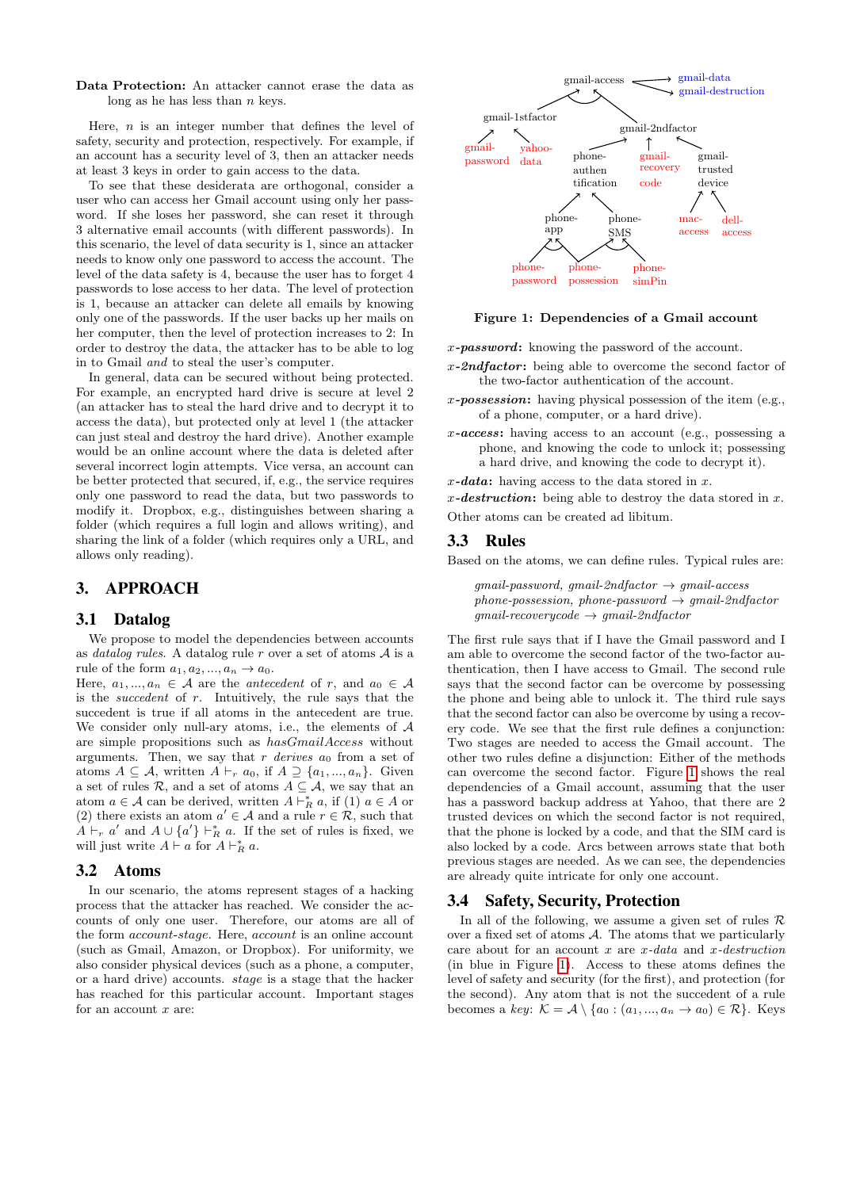**Data Protection:** An attacker cannot erase the data as long as he has less than $n$ keys.

Here, $n$ is an integer number that defines the level of safety, security and protection, respectively. For example, if an account has a security level of 3, then an attacker needs at least 3 keys in order to gain access to the data.

To see that these desiderata are orthogonal, consider a user who can access her Gmail account using only her password. If she loses her password, she can reset it through 3 alternative email accounts (with different passwords). In this scenario, the level of data security is 1, since an attacker needs to know only one password to access the account. The level of the data safety is 4, because the user has to forget 4 passwords to lose access to her data. The level of protection is 1, because an attacker can delete all emails by knowing only one of the passwords. If the user backs up her mails on her computer, then the level of protection increases to 2: In order to destroy the data, the attacker has to be able to log in to Gmail *and* to steal the user's computer.

In general, data can be secured without being protected. For example, an encrypted hard drive is secure at level 2 (an attacker has to steal the hard drive and to decrypt it to access the data), but protected only at level 1 (the attacker can just steal and destroy the hard drive). Another example would be an online account where the data is deleted after several incorrect login attempts. Vice versa, an account can be better protected that secured, if, e.g., the service requires only one password to read the data, but two passwords to modify it. Dropbox, e.g., distinguishes between sharing a folder (which requires a full login and allows writing), and sharing the link of a folder (which requires only a URL, and allows only reading).

## 3. APPROACH

### 3.1 Datalog

We propose to model the dependencies between accounts as *datalog rules*. A datalog rule $r$ over a set of atoms $\mathcal{A}$ is a rule of the form $a_1, a_2, ..., a_n \rightarrow a_0$.
Here, $a_1, ..., a_n \in \mathcal{A}$ are the *antecedent* of $r$, and $a_0 \in \mathcal{A}$ is the *succedent* of $r$. Intuitively, the rule says that the succedent is true if all atoms in the antecedent are true. We consider only null-ary atoms, i.e., the elements of $\mathcal{A}$ are simple propositions such as *hasGmailAccess* without arguments. Then, we say that $r$ *derives* $a_0$ from a set of atoms $A \subseteq \mathcal{A}$, written $A \vdash_r a_0$, if $A \supseteq \{a_1, ..., a_n\}$. Given a set of rules $\mathcal{R}$, and a set of atoms $A \subseteq \mathcal{A}$, we say that an atom $a \in \mathcal{A}$ can be derived, written $A \vdash^*_R a$, if (1) $a \in A$ or (2) there exists an atom $a' \in \mathcal{A}$ and a rule $r \in \mathcal{R}$, such that $A \vdash_r a'$ and $A \cup \{a'\} \vdash^*_R a$. If the set of rules is fixed, we will just write $A \vdash a$ for $A \vdash^*_R a$.

### 3.2 Atoms

In our scenario, the atoms represent stages of a hacking process that the attacker has reached. We consider the accounts of only one user. Therefore, our atoms are all of the form *account-stage*. Here, *account* is an online account (such as Gmail, Amazon, or Dropbox). For uniformity, we also consider physical devices (such as a phone, a computer, or a hard drive) accounts. *stage* is a stage that the hacker has reached for this particular account. Important stages for an account $x$ are:

Figure 1: Dependencies of a Gmail account

***x-password*:** knowing the password of the account.

***x-2ndfactor*:** being able to overcome the second factor of the two-factor authentication of the account.

***x-possession*:** having physical possession of the item (e.g., of a phone, computer, or a hard drive).

***x-access*:** having access to an account (e.g., possessing a phone, and knowing the code to unlock it; possessing a hard drive, and knowing the code to decrypt it).

***x-data*:** having access to the data stored in $x$.

***x-destruction*:** being able to destroy the data stored in $x$.

Other atoms can be created ad libitum.

### 3.3 Rules

Based on the atoms, we can define rules. Typical rules are:

*gmail-password, gmail-2ndfactor* $\rightarrow$ *gmail-access*
*phone-possession, phone-password* $\rightarrow$ *gmail-2ndfactor*
*gmail-recoverycode* $\rightarrow$ *gmail-2ndfactor*

The first rule says that if I have the Gmail password and I am able to overcome the second factor of the two-factor authentication, then I have access to Gmail. The second rule says that the second factor can be overcome by possessing the phone and being able to unlock it. The third rule says that the second factor can also be overcome by using a recovery code. We see that the first rule defines a conjunction: Two stages are needed to access the Gmail account. The other two rules define a disjunction: Either of the methods can overcome the second factor. Figure 1 shows the real dependencies of a Gmail account, assuming that the user has a password backup address at Yahoo, that there are 2 trusted devices on which the second factor is not required, that the phone is locked by a code, and that the SIM card is also locked by a code. Arcs between arrows state that both previous stages are needed. As we can see, the dependencies are already quite intricate for only one account.

### 3.4 Safety, Security, Protection

In all of the following, we assume a given set of rules $\mathcal{R}$ over a fixed set of atoms $\mathcal{A}$. The atoms that we particularly care about for an account $x$ are *x-data* and *x-destruction* (in blue in Figure 1). Access to these atoms defines the level of safety and security (for the first), and protection (for the second). Any atom that is not the succedent of a rule becomes a *key*: $\mathcal{K} = \mathcal{A} \setminus \{a_0 : (a_1, ..., a_n \rightarrow a_0) \in \mathcal{R}\}$. Keys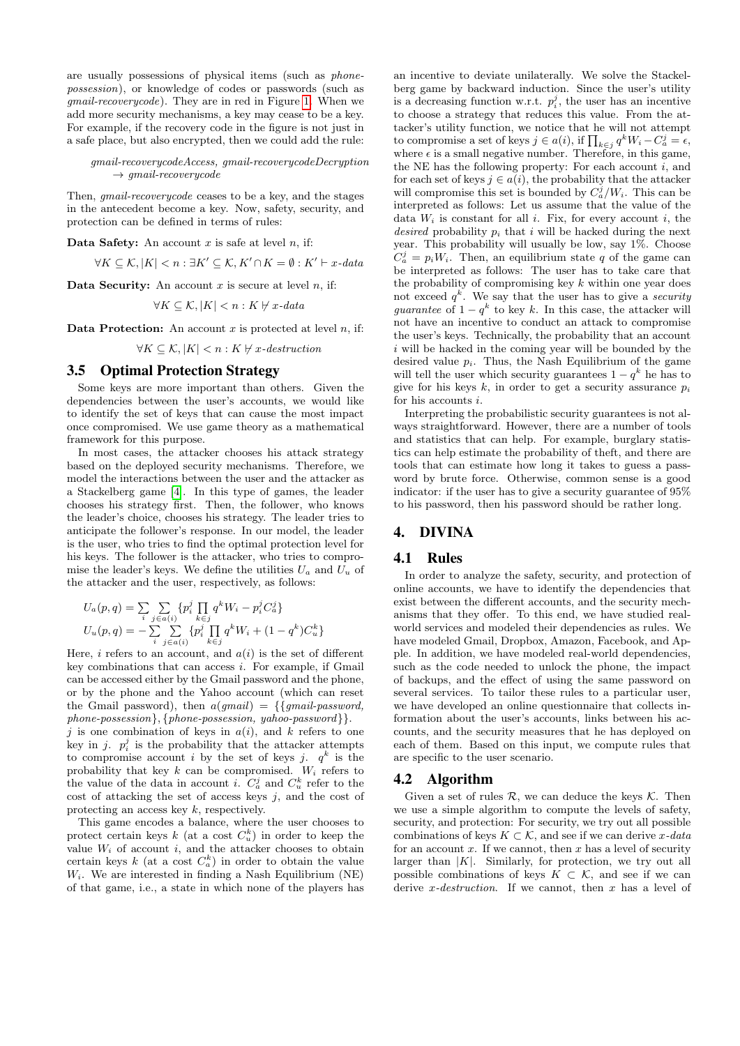are usually possessions of physical items (such as *phone-possession*), or knowledge of codes or passwords (such as *gmail-recoverycode*). They are in red in Figure 1. When we add more security mechanisms, a key may cease to be a key. For example, if the recovery code in the figure is not just in a safe place, but also encrypted, then we could add the rule:

> *gmail-recoverycodeAccess, gmail-recoverycodeDecryption*
> $\rightarrow$ *gmail-recoverycode*

Then, *gmail-recoverycode* ceases to be a key, and the stages in the antecedent become a key. Now, safety, security, and protection can be defined in terms of rules:

**Data Safety:** An account $x$ is safe at level $n$, if:

$$\forall K \subseteq \mathcal{K}, |K| < n : \exists K' \subseteq \mathcal{K}, K' \cap K = \emptyset : K' \vdash x\text{-}data$$

**Data Security:** An account $x$ is secure at level $n$, if:

$$\forall K \subseteq \mathcal{K}, |K| < n : K \nvdash x\text{-}data$$

**Data Protection:** An account $x$ is protected at level $n$, if:

$$\forall K \subseteq \mathcal{K}, |K| < n : K \nvdash x\text{-}destruction$$

## 3.5 Optimal Protection Strategy

Some keys are more important than others. Given the dependencies between the user's accounts, we would like to identify the set of keys that can cause the most impact once compromised. We use game theory as a mathematical framework for this purpose.

In most cases, the attacker chooses his attack strategy based on the deployed security mechanisms. Therefore, we model the interactions between the user and the attacker as a Stackelberg game [4]. In this type of games, the leader chooses his strategy first. Then, the follower, who knows the leader's choice, chooses his strategy. The leader tries to anticipate the follower's response. In our model, the leader is the user, who tries to find the optimal protection level for his keys. The follower is the attacker, who tries to compromise the leader's keys. We define the utilities $U_a$ and $U_u$ of the attacker and the user, respectively, as follows:

$$U_a(p,q) = \sum_i \sum_{j \in a(i)} \{p_i^j \prod_{k \in j} q^k W_i - p_i^j C_a^j\}$$

$$U_u(p,q) = -\sum_i \sum_{j \in a(i)} \{p_i^j \prod_{k \in j} q^k W_i + (1-q^k) C_u^k\}$$

Here, $i$ refers to an account, and $a(i)$ is the set of different key combinations that can access $i$. For example, if Gmail can be accessed either by the Gmail password and the phone, or by the phone and the Yahoo account (which can reset the Gmail password), then $a(gmail) = \{\{$*gmail-password, phone-possession*$\}, \{$*phone-possession, yahoo-password*$\}\}$. $j$ is one combination of keys in $a(i)$, and $k$ refers to one key in $j$. $p_i^j$ is the probability that the attacker attempts to compromise account $i$ by the set of keys $j$. $q^k$ is the probability that key $k$ can be compromised. $W_i$ refers to the value of the data in account $i$. $C_a^j$ and $C_u^k$ refer to the cost of attacking the set of access keys $j$, and the cost of protecting an access key $k$, respectively.

This game encodes a balance, where the user chooses to protect certain keys $k$ (at a cost $C_u^k$) in order to keep the value $W_i$ of account $i$, and the attacker chooses to obtain certain keys $k$ (at a cost $C_a^k$) in order to obtain the value $W_i$. We are interested in finding a Nash Equilibrium (NE) of that game, i.e., a state in which none of the players has an incentive to deviate unilaterally. We solve the Stackelberg game by backward induction. Since the user's utility is a decreasing function w.r.t. $p_i^j$, the user has an incentive to choose a strategy that reduces this value. From the attacker's utility function, we notice that he will not attempt to compromise a set of keys $j \in a(i)$, if $\prod_{k \in j} q^k W_i - C_a^j = \epsilon$, where $\epsilon$ is a small negative number. Therefore, in this game, the NE has the following property: For each account $i$, and for each set of keys $j \in a(i)$, the probability that the attacker will compromise this set is bounded by $C_a^j / W_i$. This can be interpreted as follows: Let us assume that the value of the data $W_i$ is constant for all $i$. Fix, for every account $i$, the *desired* probability $p_i$ that $i$ will be hacked during the next year. This probability will usually be low, say 1%. Choose $C_a^j = p_i W_i$. Then, an equilibrium state $q$ of the game can be interpreted as follows: The user has to take care that the probability of compromising key $k$ within one year does not exceed $q^k$. We say that the user has to give a *security guarantee* of $1 - q^k$ to key $k$. In this case, the attacker will not have an incentive to conduct an attack to compromise the user's keys. Technically, the probability that an account $i$ will be hacked in the coming year will be bounded by the desired value $p_i$. Thus, the Nash Equilibrium of the game will tell the user which security guarantees $1 - q^k$ he has to give for his keys $k$, in order to get a security assurance $p_i$ for his accounts $i$.

Interpreting the probabilistic security guarantees is not always straightforward. However, there are a number of tools and statistics that can help. For example, burglary statistics can help estimate the probability of theft, and there are tools that can estimate how long it takes to guess a password by brute force. Otherwise, common sense is a good indicator: if the user has to give a security guarantee of 95% to his password, then his password should be rather long.

# 4. DIVINA

## 4.1 Rules

In order to analyze the safety, security, and protection of online accounts, we have to identify the dependencies that exist between the different accounts, and the security mechanisms that they offer. To this end, we have studied real-world services and modeled their dependencies as rules. We have modeled Gmail, Dropbox, Amazon, Facebook, and Apple. In addition, we have modeled real-world dependencies, such as the code needed to unlock the phone, the impact of backups, and the effect of using the same password on several services. To tailor these rules to a particular user, we have developed an online questionnaire that collects information about the user's accounts, links between his accounts, and the security measures that he has deployed on each of them. Based on this input, we compute rules that are specific to the user scenario.

## 4.2 Algorithm

Given a set of rules $\mathcal{R}$, we can deduce the keys $\mathcal{K}$. Then we use a simple algorithm to compute the levels of safety, security, and protection: For security, we try out all possible combinations of keys $K \subset \mathcal{K}$, and see if we can derive $x$-*data* for an account $x$. If we cannot, then $x$ has a level of security larger than $|K|$. Similarly, for protection, we try out all possible combinations of keys $K \subset \mathcal{K}$, and see if we can derive $x$-*destruction*. If we cannot, then $x$ has a level of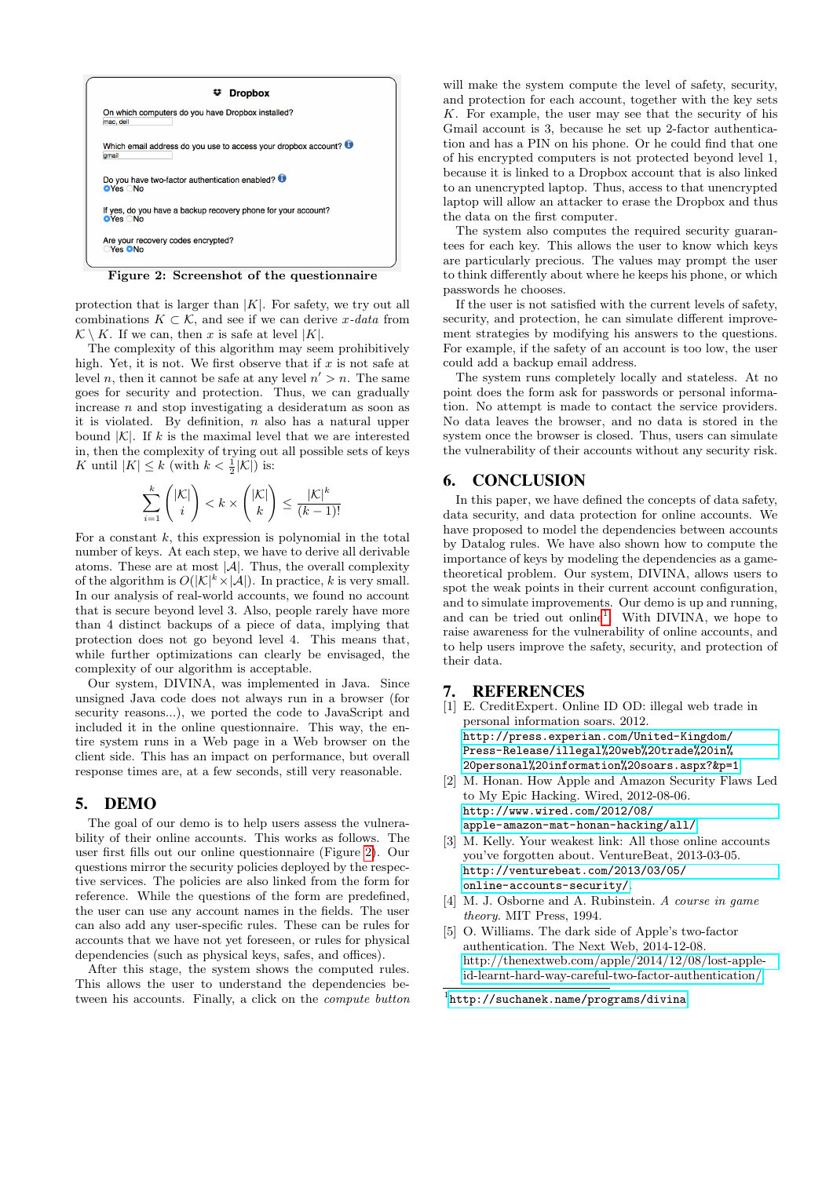Dropbox

On which computers do you have Dropbox installed?
mac, dell

Which email address do you use to access your dropbox account?
gmail

Do you have two-factor authentication enabled?
Yes No

If yes, do you have a backup recovery phone for your account?
Yes No

Are your recovery codes encrypted?
Yes No

**Figure 2: Screenshot of the questionnaire**

protection that is larger than $|K|$. For safety, we try out all combinations $K \subset \mathcal{K}$, and see if we can derive *x-data* from $\mathcal{K} \setminus K$. If we can, then $x$ is safe at level $|K|$.

The complexity of this algorithm may seem prohibitively high. Yet, it is not. We first observe that if $x$ is not safe at level $n$, then it cannot be safe at any level $n' > n$. The same goes for security and protection. Thus, we can gradually increase $n$ and stop investigating a desideratum as soon as it is violated. By definition, $n$ also has a natural upper bound $|\mathcal{K}|$. If $k$ is the maximal level that we are interested in, then the complexity of trying out all possible sets of keys $K$ until $|K| \leq k$ (with $k < \frac{1}{2}|\mathcal{K}|$) is:

$$\sum_{i=1}^{k} \binom{|\mathcal{K}|}{i} < k \times \binom{|\mathcal{K}|}{k} \leq \frac{|\mathcal{K}|^k}{(k-1)!}$$

For a constant $k$, this expression is polynomial in the total number of keys. At each step, we have to compute all derivable atoms. These are at most $|\mathcal{A}|$. Thus, the overall complexity of the algorithm is $O(|\mathcal{K}|^k \times |\mathcal{A}|)$. In practice, $k$ is very small. In our analysis of real-world accounts, we found no account that is secure beyond level 3. Also, people rarely have more than 4 distinct backups of a piece of data, implying that protection does not go beyond level 4. This means that, while further optimizations can clearly be envisaged, the complexity of our algorithm is acceptable.

Our system, DIVINA, was implemented in Java. Since unsigned Java code does not always run in a browser (for security reasons...), we ported the code to JavaScript and included it in the online questionnaire. This way, the entire system runs in a Web page in a Web browser on the client side. This has an impact on performance, but overall response times are, at a few seconds, still very reasonable.

## 5. DEMO

The goal of our demo is to help users assess the vulnerability of their online accounts. This works as follows. The user first fills out our online questionnaire (Figure 2). Our questions mirror the security policies deployed by the respective services. The policies are also linked from the form for reference. While the questions of the form are predefined, the user can use any account names in the fields. The user can also add any user-specific rules. These can be rules for accounts that we have not yet foreseen, or rules for physical dependencies (such as physical keys, safes, and offices).

After this stage, the system shows the computed rules. This allows the user to understand the dependencies between his accounts. Finally, a click on the *compute button* will make the system compute the level of safety, security, and protection for each account, together with the key sets $K$. For example, the user may see that the security of his Gmail account is 3, because he set up 2-factor authentication and has a PIN on his phone. Or he could find that one of his encrypted computers is not protected beyond level 1, because it is linked to a Dropbox account that is also linked to an unencrypted laptop. Thus, access to that unencrypted laptop will allow an attacker to erase the Dropbox and thus the data on the first computer.

The system also computes the required security guarantees for each key. This allows the user to know which keys are particularly precious. The values may prompt the user to think differently about where he keeps his phone, or which passwords he chooses.

If the user is not satisfied with the current levels of safety, security, and protection, he can simulate different improvement strategies by modifying his answers to the questions. For example, if the safety of an account is too low, the user could add a backup email address.

The system runs completely locally and stateless. At no point does the form ask for passwords or personal information. No attempt is made to contact the service providers. No data leaves the browser, and no data is stored in the system once the browser is closed. Thus, users can simulate the vulnerability of their accounts without any security risk.

## 6. CONCLUSION

In this paper, we have defined the concepts of data safety, data security, and data protection for online accounts. We have proposed to model the dependencies between accounts by Datalog rules. We have also shown how to compute the importance of keys by modeling the dependencies as a game-theoretical problem. Our system, DIVINA, allows users to spot the weak points in their current account configuration, and to simulate improvements. Our demo is up and running, and can be tried out online[1]. With DIVINA, we hope to raise awareness for the vulnerability of online accounts, and to help users improve the safety, security, and protection of their data.

## 7. REFERENCES

[1] E. CreditExpert. Online ID OD: illegal web trade in personal information soars. 2012. http://press.experian.com/United-Kingdom/Press-Release/illegal%20web%20trade%20in%20personal%20information%20soars.aspx?&p=1

[2] M. Honan. How Apple and Amazon Security Flaws Led to My Epic Hacking. Wired, 2012-08-06. http://www.wired.com/2012/08/apple-amazon-mat-honan-hacking/all/

[3] M. Kelly. Your weakest link: All those online accounts you've forgotten about. VentureBeat, 2013-03-05. http://venturebeat.com/2013/03/05/online-accounts-security/

[4] M. J. Osborne and A. Rubinstein. *A course in game theory*. MIT Press, 1994.

[5] O. Williams. The dark side of Apple's two-factor authentication. The Next Web, 2014-12-08. http://thenextweb.com/apple/2014/12/08/lost-apple-id-learnt-hard-way-careful-two-factor-authentication/

[1] http://suchanek.name/programs/divina